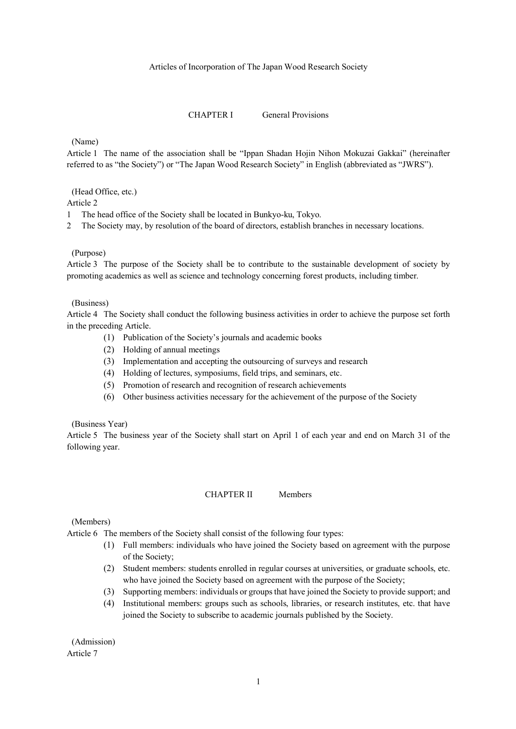# Articles of Incorporation of The Japan Wood Research Society

## CHAPTER I General Provisions

(Name)

Article 1 The name of the association shall be "Ippan Shadan Hojin Nihon Mokuzai Gakkai" (hereinafter referred to as "the Society") or "The Japan Wood Research Society" in English (abbreviated as "JWRS").

(Head Office, etc.)

Article 2

1 The head office of the Society shall be located in Bunkyo-ku, Tokyo.
2 The Society may, by resolution of the board of directors, establish branches in necessary locations.

(Purpose)

Article 3 The purpose of the Society shall be to contribute to the sustainable development of society by promoting academics as well as science and technology concerning forest products, including timber.

(Business)

Article 4 The Society shall conduct the following business activities in order to achieve the purpose set forth in the preceding Article.

(1) Publication of the Society's journals and academic books
(2) Holding of annual meetings
(3) Implementation and accepting the outsourcing of surveys and research
(4) Holding of lectures, symposiums, field trips, and seminars, etc.
(5) Promotion of research and recognition of research achievements
(6) Other business activities necessary for the achievement of the purpose of the Society

(Business Year)

Article 5 The business year of the Society shall start on April 1 of each year and end on March 31 of the following year.

## CHAPTER II Members

(Members)

Article 6 The members of the Society shall consist of the following four types:

(1) Full members: individuals who have joined the Society based on agreement with the purpose of the Society;
(2) Student members: students enrolled in regular courses at universities, or graduate schools, etc. who have joined the Society based on agreement with the purpose of the Society;
(3) Supporting members: individuals or groups that have joined the Society to provide support; and
(4) Institutional members: groups such as schools, libraries, or research institutes, etc. that have joined the Society to subscribe to academic journals published by the Society.

(Admission)

Article 7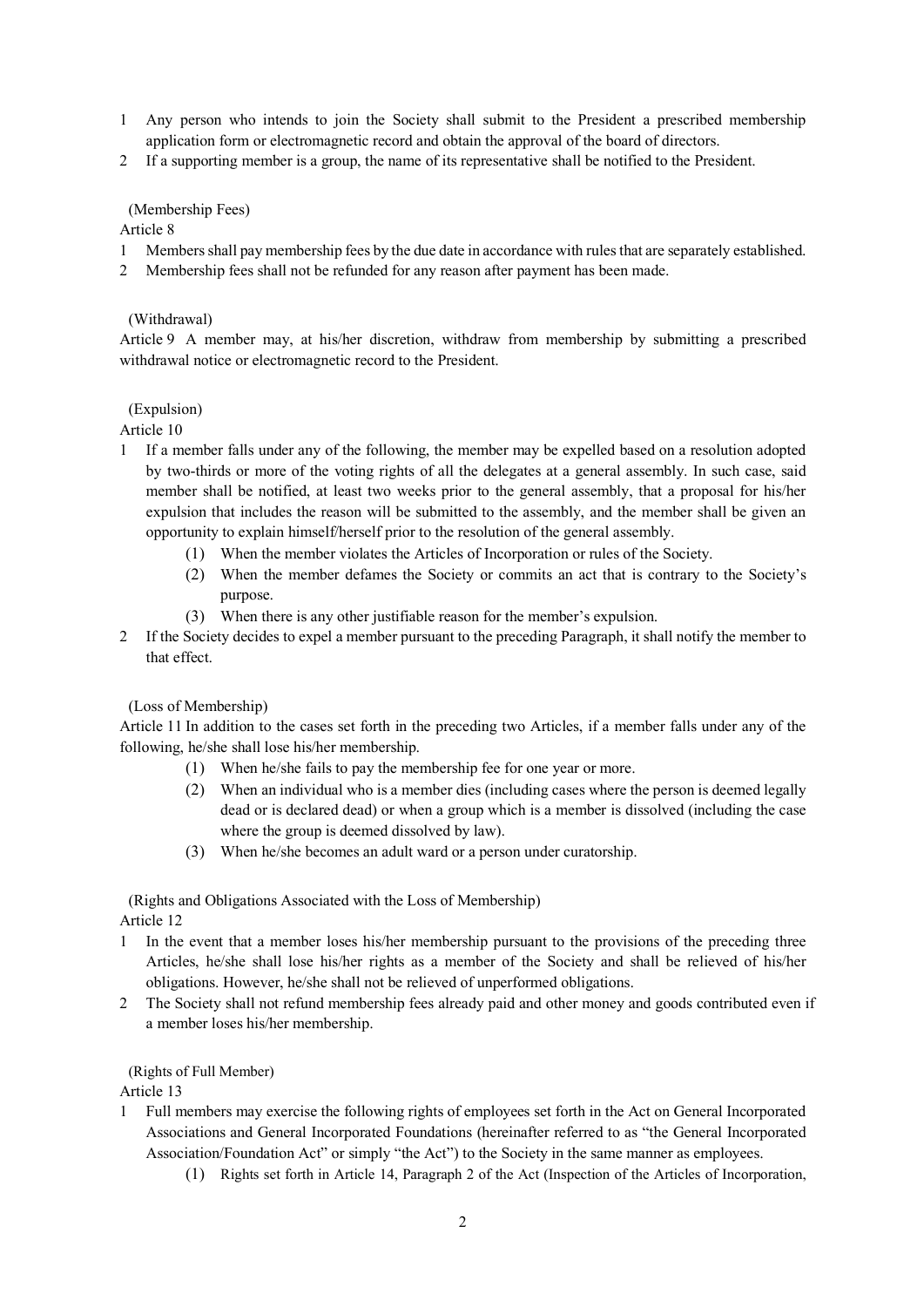1 Any person who intends to join the Society shall submit to the President a prescribed membership application form or electromagnetic record and obtain the approval of the board of directors.
2 If a supporting member is a group, the name of its representative shall be notified to the President.

(Membership Fees)
Article 8
1 Members shall pay membership fees by the due date in accordance with rules that are separately established.
2 Membership fees shall not be refunded for any reason after payment has been made.

(Withdrawal)
Article 9 A member may, at his/her discretion, withdraw from membership by submitting a prescribed withdrawal notice or electromagnetic record to the President.

(Expulsion)
Article 10
1 If a member falls under any of the following, the member may be expelled based on a resolution adopted by two-thirds or more of the voting rights of all the delegates at a general assembly. In such case, said member shall be notified, at least two weeks prior to the general assembly, that a proposal for his/her expulsion that includes the reason will be submitted to the assembly, and the member shall be given an opportunity to explain himself/herself prior to the resolution of the general assembly.
   (1) When the member violates the Articles of Incorporation or rules of the Society.
   (2) When the member defames the Society or commits an act that is contrary to the Society's purpose.
   (3) When there is any other justifiable reason for the member's expulsion.
2 If the Society decides to expel a member pursuant to the preceding Paragraph, it shall notify the member to that effect.

(Loss of Membership)
Article 11 In addition to the cases set forth in the preceding two Articles, if a member falls under any of the following, he/she shall lose his/her membership.
   (1) When he/she fails to pay the membership fee for one year or more.
   (2) When an individual who is a member dies (including cases where the person is deemed legally dead or is declared dead) or when a group which is a member is dissolved (including the case where the group is deemed dissolved by law).
   (3) When he/she becomes an adult ward or a person under curatorship.

(Rights and Obligations Associated with the Loss of Membership)
Article 12
1 In the event that a member loses his/her membership pursuant to the provisions of the preceding three Articles, he/she shall lose his/her rights as a member of the Society and shall be relieved of his/her obligations. However, he/she shall not be relieved of unperformed obligations.
2 The Society shall not refund membership fees already paid and other money and goods contributed even if a member loses his/her membership.

(Rights of Full Member)
Article 13
1 Full members may exercise the following rights of employees set forth in the Act on General Incorporated Associations and General Incorporated Foundations (hereinafter referred to as "the General Incorporated Association/Foundation Act" or simply "the Act") to the Society in the same manner as employees.
   (1) Rights set forth in Article 14, Paragraph 2 of the Act (Inspection of the Articles of Incorporation,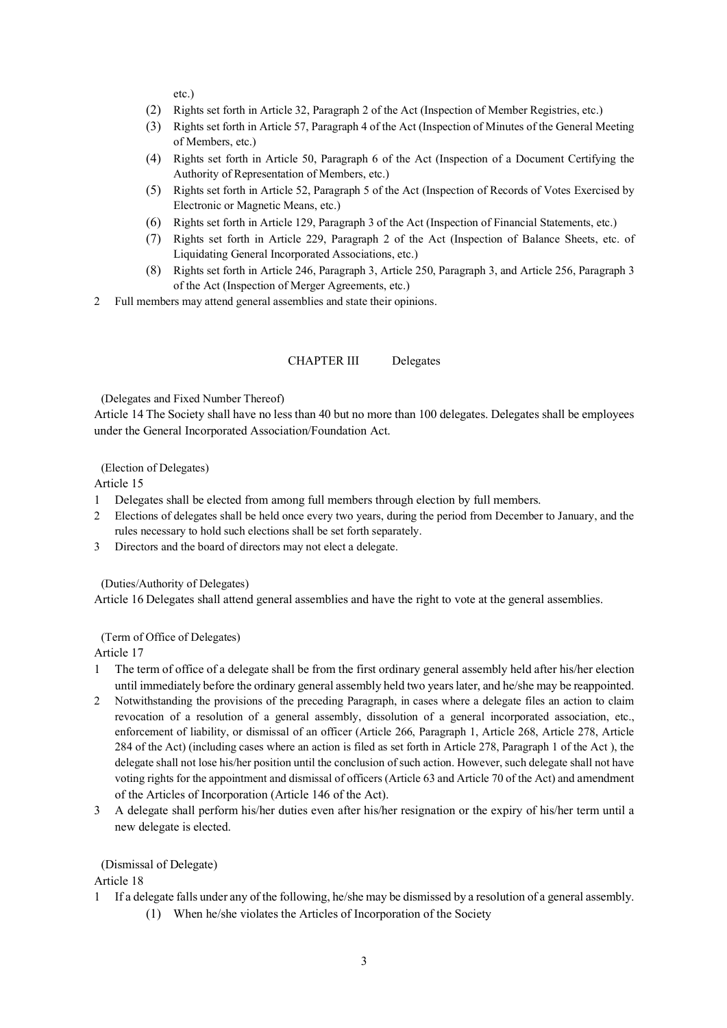etc.)

(2) Rights set forth in Article 32, Paragraph 2 of the Act (Inspection of Member Registries, etc.)
(3) Rights set forth in Article 57, Paragraph 4 of the Act (Inspection of Minutes of the General Meeting of Members, etc.)
(4) Rights set forth in Article 50, Paragraph 6 of the Act (Inspection of a Document Certifying the Authority of Representation of Members, etc.)
(5) Rights set forth in Article 52, Paragraph 5 of the Act (Inspection of Records of Votes Exercised by Electronic or Magnetic Means, etc.)
(6) Rights set forth in Article 129, Paragraph 3 of the Act (Inspection of Financial Statements, etc.)
(7) Rights set forth in Article 229, Paragraph 2 of the Act (Inspection of Balance Sheets, etc. of Liquidating General Incorporated Associations, etc.)
(8) Rights set forth in Article 246, Paragraph 3, Article 250, Paragraph 3, and Article 256, Paragraph 3 of the Act (Inspection of Merger Agreements, etc.)

2 Full members may attend general assemblies and state their opinions.

## CHAPTER III Delegates

(Delegates and Fixed Number Thereof)

Article 14 The Society shall have no less than 40 but no more than 100 delegates. Delegates shall be employees under the General Incorporated Association/Foundation Act.

(Election of Delegates)

Article 15

1 Delegates shall be elected from among full members through election by full members.
2 Elections of delegates shall be held once every two years, during the period from December to January, and the rules necessary to hold such elections shall be set forth separately.
3 Directors and the board of directors may not elect a delegate.

(Duties/Authority of Delegates)

Article 16 Delegates shall attend general assemblies and have the right to vote at the general assemblies.

(Term of Office of Delegates)

Article 17

1 The term of office of a delegate shall be from the first ordinary general assembly held after his/her election until immediately before the ordinary general assembly held two years later, and he/she may be reappointed.
2 Notwithstanding the provisions of the preceding Paragraph, in cases where a delegate files an action to claim revocation of a resolution of a general assembly, dissolution of a general incorporated association, etc., enforcement of liability, or dismissal of an officer (Article 266, Paragraph 1, Article 268, Article 278, Article 284 of the Act) (including cases where an action is filed as set forth in Article 278, Paragraph 1 of the Act ), the delegate shall not lose his/her position until the conclusion of such action. However, such delegate shall not have voting rights for the appointment and dismissal of officers (Article 63 and Article 70 of the Act) and amendment of the Articles of Incorporation (Article 146 of the Act).
3 A delegate shall perform his/her duties even after his/her resignation or the expiry of his/her term until a new delegate is elected.

(Dismissal of Delegate)

Article 18

1 If a delegate falls under any of the following, he/she may be dismissed by a resolution of a general assembly.
   (1) When he/she violates the Articles of Incorporation of the Society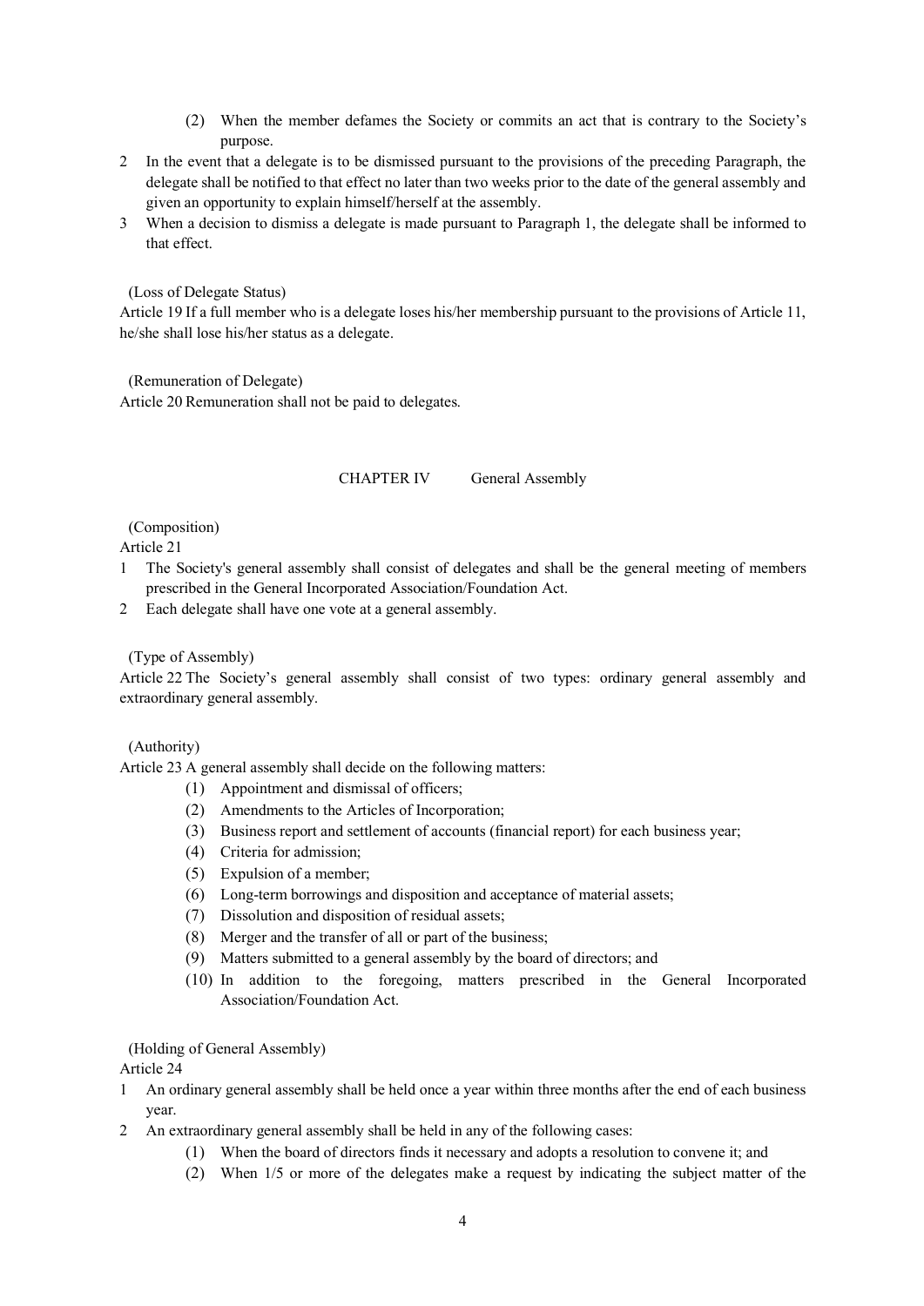(2) When the member defames the Society or commits an act that is contrary to the Society's purpose.

2 In the event that a delegate is to be dismissed pursuant to the provisions of the preceding Paragraph, the delegate shall be notified to that effect no later than two weeks prior to the date of the general assembly and given an opportunity to explain himself/herself at the assembly.

3 When a decision to dismiss a delegate is made pursuant to Paragraph 1, the delegate shall be informed to that effect.

(Loss of Delegate Status)

Article 19 If a full member who is a delegate loses his/her membership pursuant to the provisions of Article 11, he/she shall lose his/her status as a delegate.

(Remuneration of Delegate)

Article 20 Remuneration shall not be paid to delegates.

## CHAPTER IV General Assembly

(Composition)

Article 21

1 The Society's general assembly shall consist of delegates and shall be the general meeting of members prescribed in the General Incorporated Association/Foundation Act.

2 Each delegate shall have one vote at a general assembly.

(Type of Assembly)

Article 22 The Society's general assembly shall consist of two types: ordinary general assembly and extraordinary general assembly.

(Authority)

Article 23 A general assembly shall decide on the following matters:

(1) Appointment and dismissal of officers;
(2) Amendments to the Articles of Incorporation;
(3) Business report and settlement of accounts (financial report) for each business year;
(4) Criteria for admission;
(5) Expulsion of a member;
(6) Long-term borrowings and disposition and acceptance of material assets;
(7) Dissolution and disposition of residual assets;
(8) Merger and the transfer of all or part of the business;
(9) Matters submitted to a general assembly by the board of directors; and
(10) In addition to the foregoing, matters prescribed in the General Incorporated Association/Foundation Act.

(Holding of General Assembly)

Article 24

1 An ordinary general assembly shall be held once a year within three months after the end of each business year.

2 An extraordinary general assembly shall be held in any of the following cases:

(1) When the board of directors finds it necessary and adopts a resolution to convene it; and
(2) When 1/5 or more of the delegates make a request by indicating the subject matter of the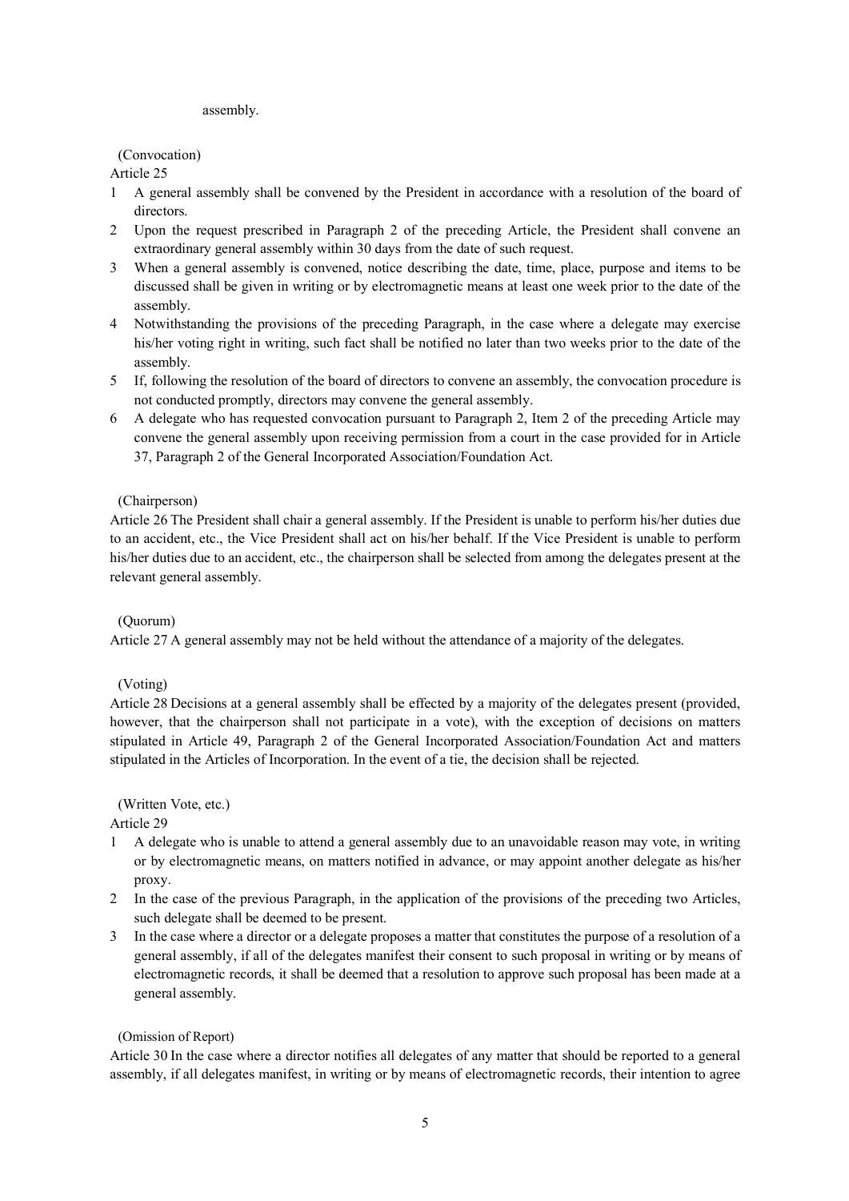assembly.

(Convocation)

Article 25

1. A general assembly shall be convened by the President in accordance with a resolution of the board of directors.
2. Upon the request prescribed in Paragraph 2 of the preceding Article, the President shall convene an extraordinary general assembly within 30 days from the date of such request.
3. When a general assembly is convened, notice describing the date, time, place, purpose and items to be discussed shall be given in writing or by electromagnetic means at least one week prior to the date of the assembly.
4. Notwithstanding the provisions of the preceding Paragraph, in the case where a delegate may exercise his/her voting right in writing, such fact shall be notified no later than two weeks prior to the date of the assembly.
5. If, following the resolution of the board of directors to convene an assembly, the convocation procedure is not conducted promptly, directors may convene the general assembly.
6. A delegate who has requested convocation pursuant to Paragraph 2, Item 2 of the preceding Article may convene the general assembly upon receiving permission from a court in the case provided for in Article 37, Paragraph 2 of the General Incorporated Association/Foundation Act.

(Chairperson)

Article 26 The President shall chair a general assembly. If the President is unable to perform his/her duties due to an accident, etc., the Vice President shall act on his/her behalf. If the Vice President is unable to perform his/her duties due to an accident, etc., the chairperson shall be selected from among the delegates present at the relevant general assembly.

(Quorum)

Article 27 A general assembly may not be held without the attendance of a majority of the delegates.

(Voting)

Article 28 Decisions at a general assembly shall be effected by a majority of the delegates present (provided, however, that the chairperson shall not participate in a vote), with the exception of decisions on matters stipulated in Article 49, Paragraph 2 of the General Incorporated Association/Foundation Act and matters stipulated in the Articles of Incorporation. In the event of a tie, the decision shall be rejected.

(Written Vote, etc.)

Article 29

1. A delegate who is unable to attend a general assembly due to an unavoidable reason may vote, in writing or by electromagnetic means, on matters notified in advance, or may appoint another delegate as his/her proxy.
2. In the case of the previous Paragraph, in the application of the provisions of the preceding two Articles, such delegate shall be deemed to be present.
3. In the case where a director or a delegate proposes a matter that constitutes the purpose of a resolution of a general assembly, if all of the delegates manifest their consent to such proposal in writing or by means of electromagnetic records, it shall be deemed that a resolution to approve such proposal has been made at a general assembly.

(Omission of Report)

Article 30 In the case where a director notifies all delegates of any matter that should be reported to a general assembly, if all delegates manifest, in writing or by means of electromagnetic records, their intention to agree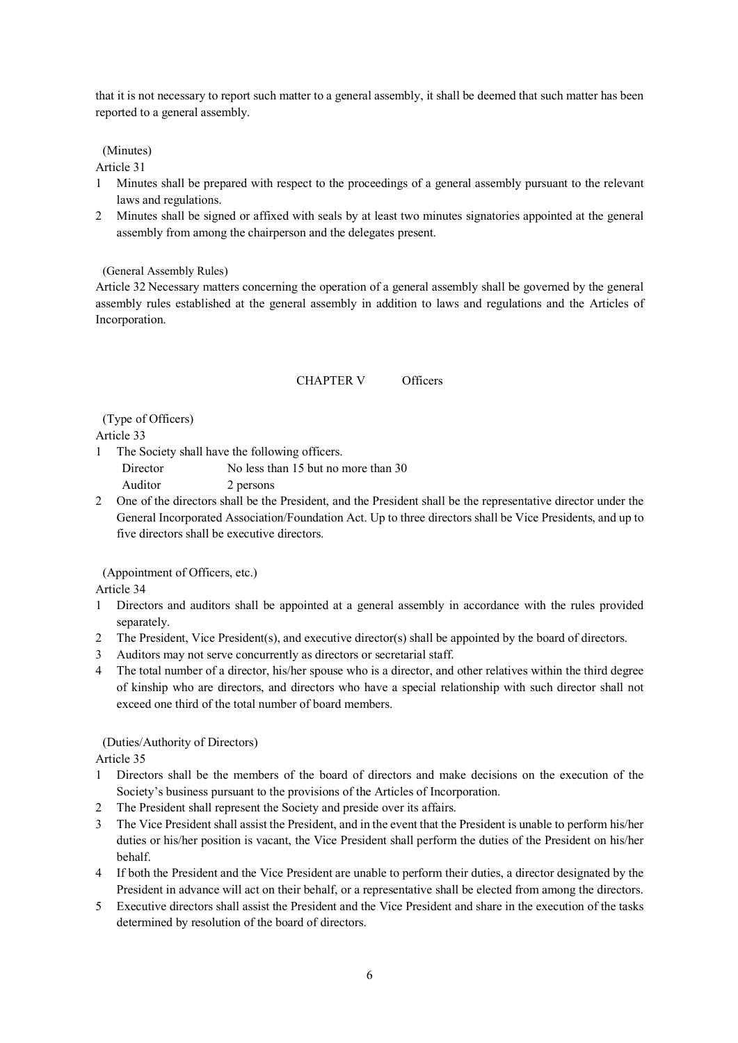that it is not necessary to report such matter to a general assembly, it shall be deemed that such matter has been reported to a general assembly.

(Minutes)

Article 31

1. Minutes shall be prepared with respect to the proceedings of a general assembly pursuant to the relevant laws and regulations.
2. Minutes shall be signed or affixed with seals by at least two minutes signatories appointed at the general assembly from among the chairperson and the delegates present.

(General Assembly Rules)

Article 32 Necessary matters concerning the operation of a general assembly shall be governed by the general assembly rules established at the general assembly in addition to laws and regulations and the Articles of Incorporation.

## CHAPTER V Officers

(Type of Officers)

Article 33

1. The Society shall have the following officers.

   Director No less than 15 but no more than 30

   Auditor 2 persons

2. One of the directors shall be the President, and the President shall be the representative director under the General Incorporated Association/Foundation Act. Up to three directors shall be Vice Presidents, and up to five directors shall be executive directors.

(Appointment of Officers, etc.)

Article 34

1. Directors and auditors shall be appointed at a general assembly in accordance with the rules provided separately.
2. The President, Vice President(s), and executive director(s) shall be appointed by the board of directors.
3. Auditors may not serve concurrently as directors or secretarial staff.
4. The total number of a director, his/her spouse who is a director, and other relatives within the third degree of kinship who are directors, and directors who have a special relationship with such director shall not exceed one third of the total number of board members.

(Duties/Authority of Directors)

Article 35

1. Directors shall be the members of the board of directors and make decisions on the execution of the Society's business pursuant to the provisions of the Articles of Incorporation.
2. The President shall represent the Society and preside over its affairs.
3. The Vice President shall assist the President, and in the event that the President is unable to perform his/her duties or his/her position is vacant, the Vice President shall perform the duties of the President on his/her behalf.
4. If both the President and the Vice President are unable to perform their duties, a director designated by the President in advance will act on their behalf, or a representative shall be elected from among the directors.
5. Executive directors shall assist the President and the Vice President and share in the execution of the tasks determined by resolution of the board of directors.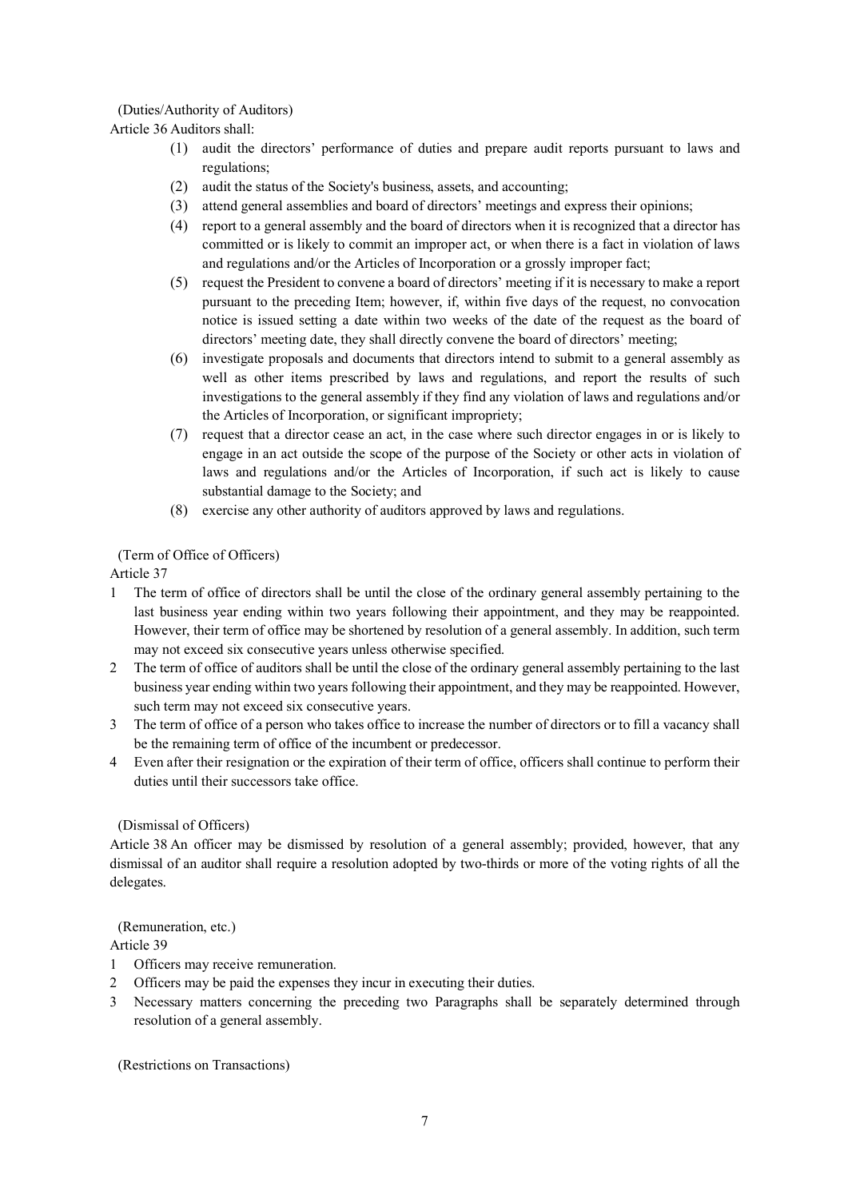(Duties/Authority of Auditors)

Article 36 Auditors shall:

(1) audit the directors' performance of duties and prepare audit reports pursuant to laws and regulations;

(2) audit the status of the Society's business, assets, and accounting;

(3) attend general assemblies and board of directors' meetings and express their opinions;

(4) report to a general assembly and the board of directors when it is recognized that a director has committed or is likely to commit an improper act, or when there is a fact in violation of laws and regulations and/or the Articles of Incorporation or a grossly improper fact;

(5) request the President to convene a board of directors' meeting if it is necessary to make a report pursuant to the preceding Item; however, if, within five days of the request, no convocation notice is issued setting a date within two weeks of the date of the request as the board of directors' meeting date, they shall directly convene the board of directors' meeting;

(6) investigate proposals and documents that directors intend to submit to a general assembly as well as other items prescribed by laws and regulations, and report the results of such investigations to the general assembly if they find any violation of laws and regulations and/or the Articles of Incorporation, or significant impropriety;

(7) request that a director cease an act, in the case where such director engages in or is likely to engage in an act outside the scope of the purpose of the Society or other acts in violation of laws and regulations and/or the Articles of Incorporation, if such act is likely to cause substantial damage to the Society; and

(8) exercise any other authority of auditors approved by laws and regulations.

(Term of Office of Officers)

Article 37

1 The term of office of directors shall be until the close of the ordinary general assembly pertaining to the last business year ending within two years following their appointment, and they may be reappointed. However, their term of office may be shortened by resolution of a general assembly. In addition, such term may not exceed six consecutive years unless otherwise specified.

2 The term of office of auditors shall be until the close of the ordinary general assembly pertaining to the last business year ending within two years following their appointment, and they may be reappointed. However, such term may not exceed six consecutive years.

3 The term of office of a person who takes office to increase the number of directors or to fill a vacancy shall be the remaining term of office of the incumbent or predecessor.

4 Even after their resignation or the expiration of their term of office, officers shall continue to perform their duties until their successors take office.

(Dismissal of Officers)

Article 38 An officer may be dismissed by resolution of a general assembly; provided, however, that any dismissal of an auditor shall require a resolution adopted by two-thirds or more of the voting rights of all the delegates.

(Remuneration, etc.)

Article 39

1 Officers may receive remuneration.

2 Officers may be paid the expenses they incur in executing their duties.

3 Necessary matters concerning the preceding two Paragraphs shall be separately determined through resolution of a general assembly.

(Restrictions on Transactions)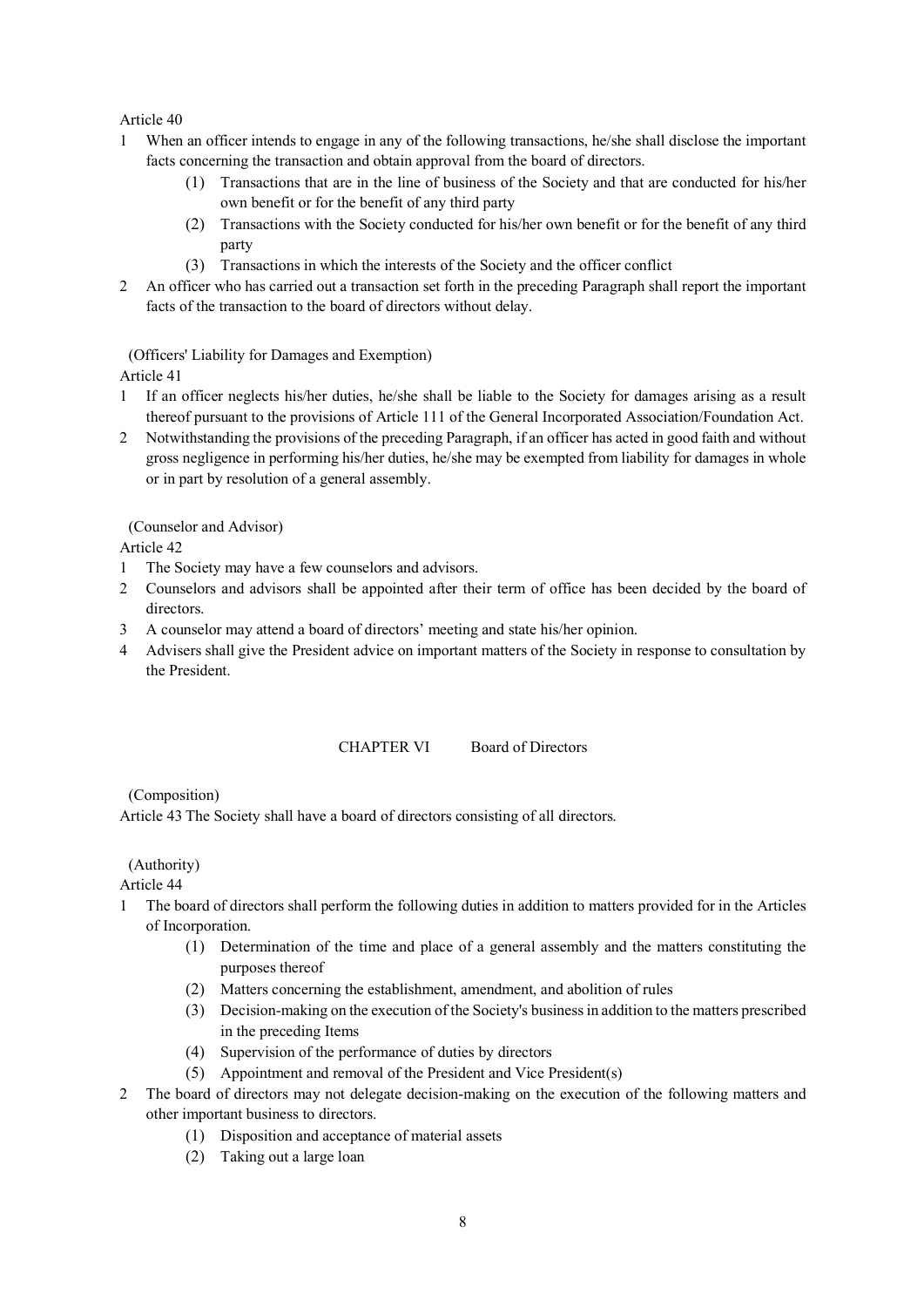Article 40

1. When an officer intends to engage in any of the following transactions, he/she shall disclose the important facts concerning the transaction and obtain approval from the board of directors.
   (1) Transactions that are in the line of business of the Society and that are conducted for his/her own benefit or for the benefit of any third party
   (2) Transactions with the Society conducted for his/her own benefit or for the benefit of any third party
   (3) Transactions in which the interests of the Society and the officer conflict
2. An officer who has carried out a transaction set forth in the preceding Paragraph shall report the important facts of the transaction to the board of directors without delay.

(Officers' Liability for Damages and Exemption)

Article 41

1. If an officer neglects his/her duties, he/she shall be liable to the Society for damages arising as a result thereof pursuant to the provisions of Article 111 of the General Incorporated Association/Foundation Act.
2. Notwithstanding the provisions of the preceding Paragraph, if an officer has acted in good faith and without gross negligence in performing his/her duties, he/she may be exempted from liability for damages in whole or in part by resolution of a general assembly.

(Counselor and Advisor)

Article 42

1. The Society may have a few counselors and advisors.
2. Counselors and advisors shall be appointed after their term of office has been decided by the board of directors.
3. A counselor may attend a board of directors' meeting and state his/her opinion.
4. Advisers shall give the President advice on important matters of the Society in response to consultation by the President.

## CHAPTER VI Board of Directors

(Composition)

Article 43 The Society shall have a board of directors consisting of all directors.

(Authority)

Article 44

1. The board of directors shall perform the following duties in addition to matters provided for in the Articles of Incorporation.
   (1) Determination of the time and place of a general assembly and the matters constituting the purposes thereof
   (2) Matters concerning the establishment, amendment, and abolition of rules
   (3) Decision-making on the execution of the Society's business in addition to the matters prescribed in the preceding Items
   (4) Supervision of the performance of duties by directors
   (5) Appointment and removal of the President and Vice President(s)
2. The board of directors may not delegate decision-making on the execution of the following matters and other important business to directors.
   (1) Disposition and acceptance of material assets
   (2) Taking out a large loan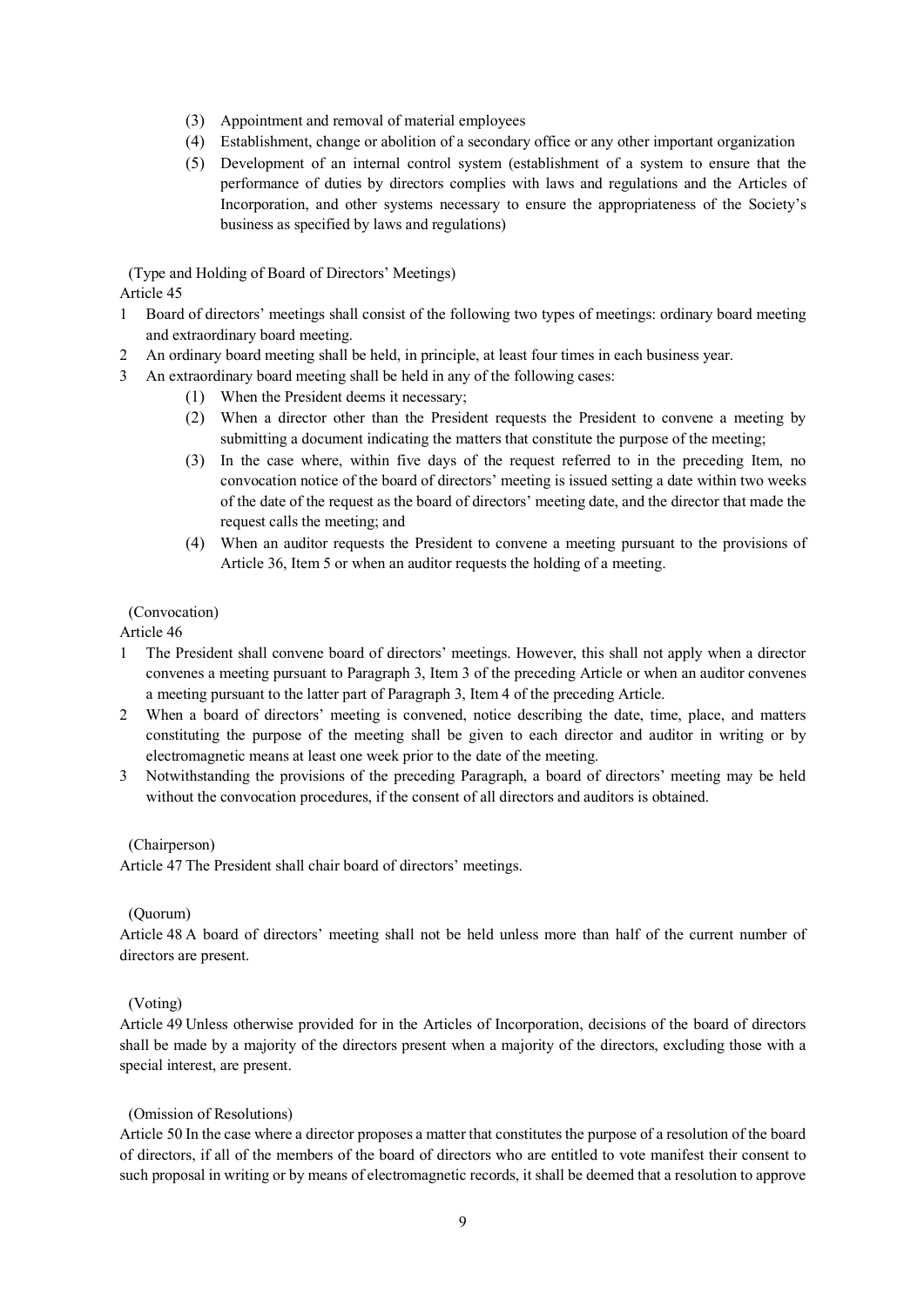(3) Appointment and removal of material employees
(4) Establishment, change or abolition of a secondary office or any other important organization
(5) Development of an internal control system (establishment of a system to ensure that the performance of duties by directors complies with laws and regulations and the Articles of Incorporation, and other systems necessary to ensure the appropriateness of the Society's business as specified by laws and regulations)

(Type and Holding of Board of Directors' Meetings)

Article 45

1 Board of directors' meetings shall consist of the following two types of meetings: ordinary board meeting and extraordinary board meeting.
2 An ordinary board meeting shall be held, in principle, at least four times in each business year.
3 An extraordinary board meeting shall be held in any of the following cases:
   (1) When the President deems it necessary;
   (2) When a director other than the President requests the President to convene a meeting by submitting a document indicating the matters that constitute the purpose of the meeting;
   (3) In the case where, within five days of the request referred to in the preceding Item, no convocation notice of the board of directors' meeting is issued setting a date within two weeks of the date of the request as the board of directors' meeting date, and the director that made the request calls the meeting; and
   (4) When an auditor requests the President to convene a meeting pursuant to the provisions of Article 36, Item 5 or when an auditor requests the holding of a meeting.

(Convocation)

Article 46

1 The President shall convene board of directors' meetings. However, this shall not apply when a director convenes a meeting pursuant to Paragraph 3, Item 3 of the preceding Article or when an auditor convenes a meeting pursuant to the latter part of Paragraph 3, Item 4 of the preceding Article.
2 When a board of directors' meeting is convened, notice describing the date, time, place, and matters constituting the purpose of the meeting shall be given to each director and auditor in writing or by electromagnetic means at least one week prior to the date of the meeting.
3 Notwithstanding the provisions of the preceding Paragraph, a board of directors' meeting may be held without the convocation procedures, if the consent of all directors and auditors is obtained.

(Chairperson)

Article 47 The President shall chair board of directors' meetings.

(Quorum)

Article 48 A board of directors' meeting shall not be held unless more than half of the current number of directors are present.

(Voting)

Article 49 Unless otherwise provided for in the Articles of Incorporation, decisions of the board of directors shall be made by a majority of the directors present when a majority of the directors, excluding those with a special interest, are present.

(Omission of Resolutions)

Article 50 In the case where a director proposes a matter that constitutes the purpose of a resolution of the board of directors, if all of the members of the board of directors who are entitled to vote manifest their consent to such proposal in writing or by means of electromagnetic records, it shall be deemed that a resolution to approve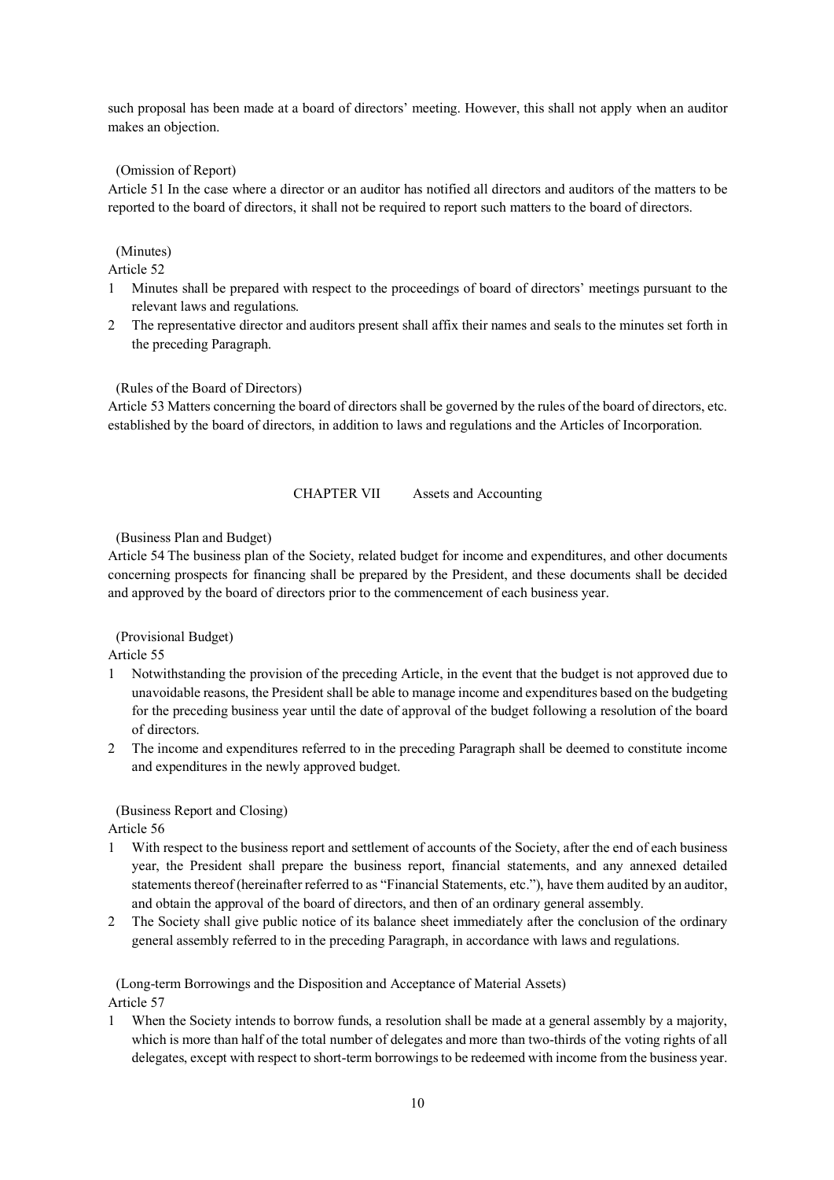such proposal has been made at a board of directors' meeting. However, this shall not apply when an auditor makes an objection.

(Omission of Report)

Article 51 In the case where a director or an auditor has notified all directors and auditors of the matters to be reported to the board of directors, it shall not be required to report such matters to the board of directors.

(Minutes)

Article 52

1. Minutes shall be prepared with respect to the proceedings of board of directors' meetings pursuant to the relevant laws and regulations.
2. The representative director and auditors present shall affix their names and seals to the minutes set forth in the preceding Paragraph.

(Rules of the Board of Directors)

Article 53 Matters concerning the board of directors shall be governed by the rules of the board of directors, etc. established by the board of directors, in addition to laws and regulations and the Articles of Incorporation.

## CHAPTER VII Assets and Accounting

(Business Plan and Budget)

Article 54 The business plan of the Society, related budget for income and expenditures, and other documents concerning prospects for financing shall be prepared by the President, and these documents shall be decided and approved by the board of directors prior to the commencement of each business year.

(Provisional Budget)

Article 55

1. Notwithstanding the provision of the preceding Article, in the event that the budget is not approved due to unavoidable reasons, the President shall be able to manage income and expenditures based on the budgeting for the preceding business year until the date of approval of the budget following a resolution of the board of directors.
2. The income and expenditures referred to in the preceding Paragraph shall be deemed to constitute income and expenditures in the newly approved budget.

(Business Report and Closing)

Article 56

1. With respect to the business report and settlement of accounts of the Society, after the end of each business year, the President shall prepare the business report, financial statements, and any annexed detailed statements thereof (hereinafter referred to as "Financial Statements, etc."), have them audited by an auditor, and obtain the approval of the board of directors, and then of an ordinary general assembly.
2. The Society shall give public notice of its balance sheet immediately after the conclusion of the ordinary general assembly referred to in the preceding Paragraph, in accordance with laws and regulations.

(Long-term Borrowings and the Disposition and Acceptance of Material Assets)

Article 57

1. When the Society intends to borrow funds, a resolution shall be made at a general assembly by a majority, which is more than half of the total number of delegates and more than two-thirds of the voting rights of all delegates, except with respect to short-term borrowings to be redeemed with income from the business year.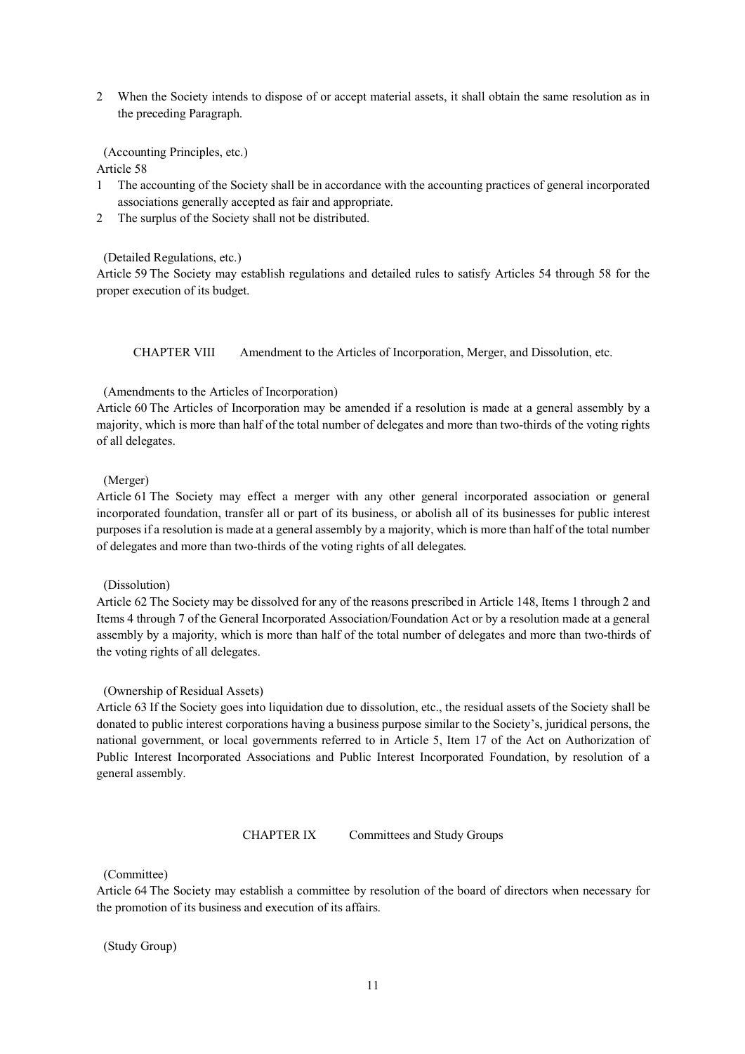2 When the Society intends to dispose of or accept material assets, it shall obtain the same resolution as in the preceding Paragraph.

(Accounting Principles, etc.)

Article 58

1 The accounting of the Society shall be in accordance with the accounting practices of general incorporated associations generally accepted as fair and appropriate.
2 The surplus of the Society shall not be distributed.

(Detailed Regulations, etc.)

Article 59 The Society may establish regulations and detailed rules to satisfy Articles 54 through 58 for the proper execution of its budget.

## CHAPTER VIII Amendment to the Articles of Incorporation, Merger, and Dissolution, etc.

(Amendments to the Articles of Incorporation)

Article 60 The Articles of Incorporation may be amended if a resolution is made at a general assembly by a majority, which is more than half of the total number of delegates and more than two-thirds of the voting rights of all delegates.

(Merger)

Article 61 The Society may effect a merger with any other general incorporated association or general incorporated foundation, transfer all or part of its business, or abolish all of its businesses for public interest purposes if a resolution is made at a general assembly by a majority, which is more than half of the total number of delegates and more than two-thirds of the voting rights of all delegates.

(Dissolution)

Article 62 The Society may be dissolved for any of the reasons prescribed in Article 148, Items 1 through 2 and Items 4 through 7 of the General Incorporated Association/Foundation Act or by a resolution made at a general assembly by a majority, which is more than half of the total number of delegates and more than two-thirds of the voting rights of all delegates.

(Ownership of Residual Assets)

Article 63 If the Society goes into liquidation due to dissolution, etc., the residual assets of the Society shall be donated to public interest corporations having a business purpose similar to the Society's, juridical persons, the national government, or local governments referred to in Article 5, Item 17 of the Act on Authorization of Public Interest Incorporated Associations and Public Interest Incorporated Foundation, by resolution of a general assembly.

## CHAPTER IX Committees and Study Groups

(Committee)

Article 64 The Society may establish a committee by resolution of the board of directors when necessary for the promotion of its business and execution of its affairs.

(Study Group)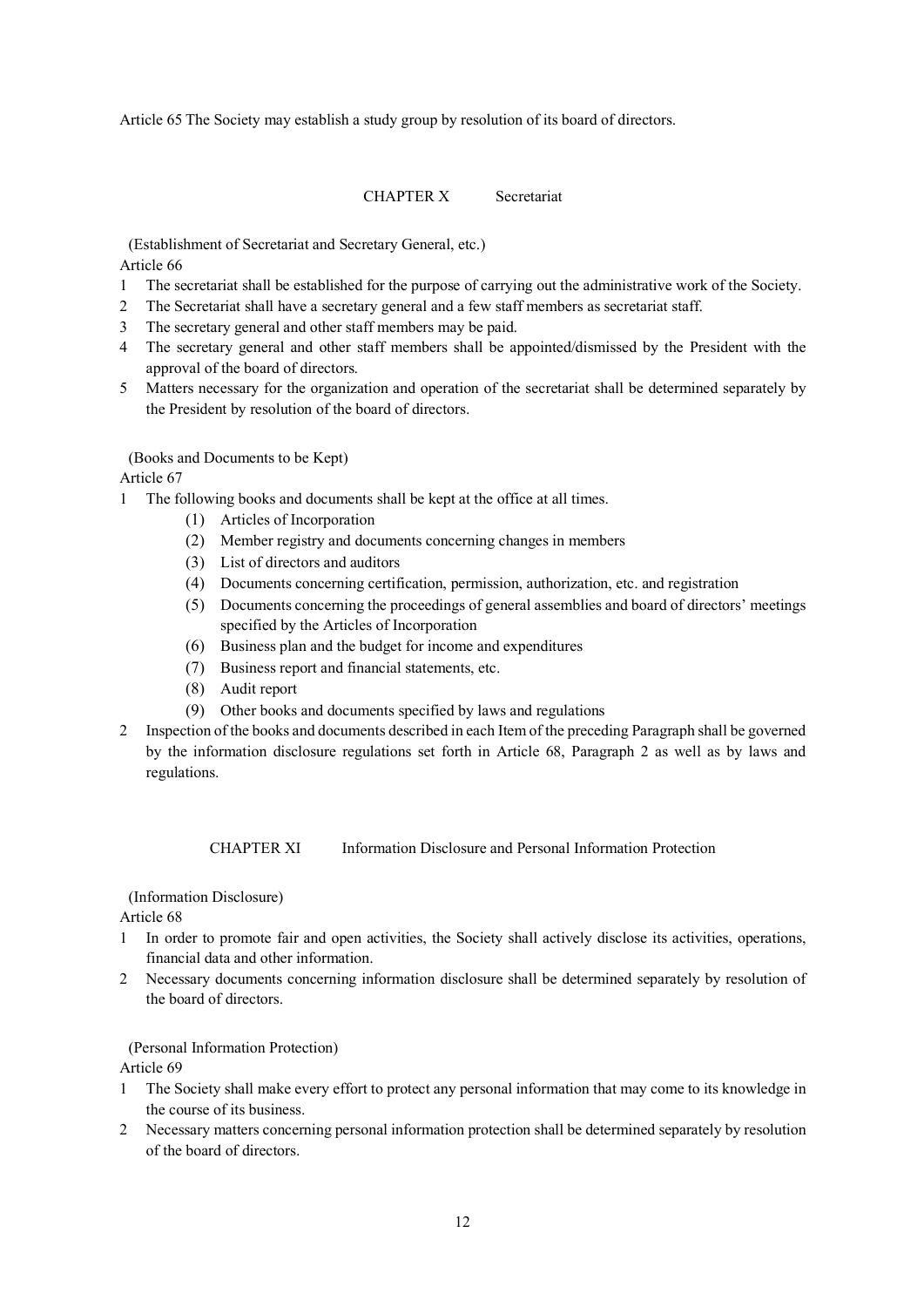Article 65 The Society may establish a study group by resolution of its board of directors.

## CHAPTER X Secretariat

(Establishment of Secretariat and Secretary General, etc.)

Article 66

1. The secretariat shall be established for the purpose of carrying out the administrative work of the Society.
2. The Secretariat shall have a secretary general and a few staff members as secretariat staff.
3. The secretary general and other staff members may be paid.
4. The secretary general and other staff members shall be appointed/dismissed by the President with the approval of the board of directors.
5. Matters necessary for the organization and operation of the secretariat shall be determined separately by the President by resolution of the board of directors.

(Books and Documents to be Kept)

Article 67

1. The following books and documents shall be kept at the office at all times.
   (1) Articles of Incorporation
   (2) Member registry and documents concerning changes in members
   (3) List of directors and auditors
   (4) Documents concerning certification, permission, authorization, etc. and registration
   (5) Documents concerning the proceedings of general assemblies and board of directors' meetings specified by the Articles of Incorporation
   (6) Business plan and the budget for income and expenditures
   (7) Business report and financial statements, etc.
   (8) Audit report
   (9) Other books and documents specified by laws and regulations
2. Inspection of the books and documents described in each Item of the preceding Paragraph shall be governed by the information disclosure regulations set forth in Article 68, Paragraph 2 as well as by laws and regulations.

## CHAPTER XI Information Disclosure and Personal Information Protection

(Information Disclosure)

Article 68

1. In order to promote fair and open activities, the Society shall actively disclose its activities, operations, financial data and other information.
2. Necessary documents concerning information disclosure shall be determined separately by resolution of the board of directors.

(Personal Information Protection)

Article 69

1. The Society shall make every effort to protect any personal information that may come to its knowledge in the course of its business.
2. Necessary matters concerning personal information protection shall be determined separately by resolution of the board of directors.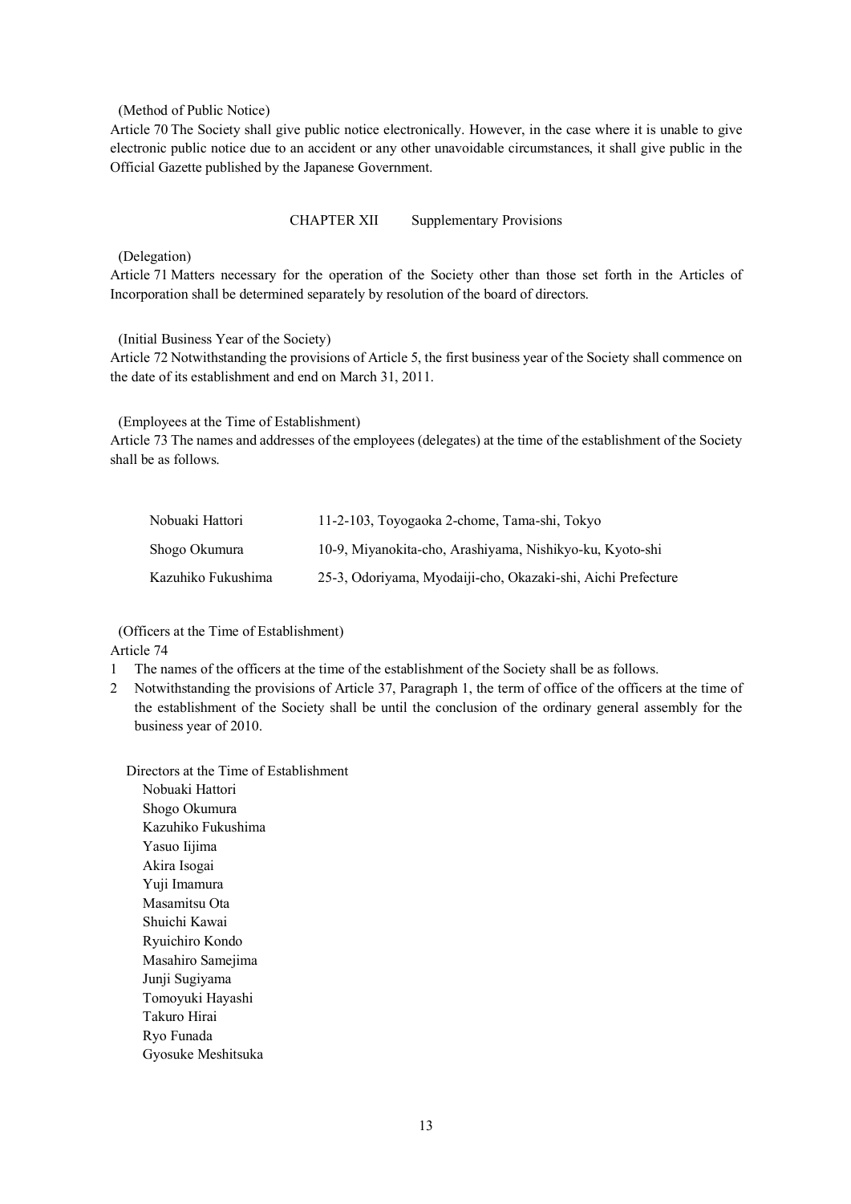(Method of Public Notice)

Article 70 The Society shall give public notice electronically. However, in the case where it is unable to give electronic public notice due to an accident or any other unavoidable circumstances, it shall give public in the Official Gazette published by the Japanese Government.

## CHAPTER XII Supplementary Provisions

(Delegation)

Article 71 Matters necessary for the operation of the Society other than those set forth in the Articles of Incorporation shall be determined separately by resolution of the board of directors.

(Initial Business Year of the Society)

Article 72 Notwithstanding the provisions of Article 5, the first business year of the Society shall commence on the date of its establishment and end on March 31, 2011.

(Employees at the Time of Establishment)

Article 73 The names and addresses of the employees (delegates) at the time of the establishment of the Society shall be as follows.

| | |
|---|---|
| Nobuaki Hattori | 11-2-103, Toyogaoka 2-chome, Tama-shi, Tokyo |
| Shogo Okumura | 10-9, Miyanokita-cho, Arashiyama, Nishikyo-ku, Kyoto-shi |
| Kazuhiko Fukushima | 25-3, Odoriyama, Myodaiji-cho, Okazaki-shi, Aichi Prefecture |

(Officers at the Time of Establishment)

Article 74

1 The names of the officers at the time of the establishment of the Society shall be as follows.

2 Notwithstanding the provisions of Article 37, Paragraph 1, the term of office of the officers at the time of the establishment of the Society shall be until the conclusion of the ordinary general assembly for the business year of 2010.

Directors at the Time of Establishment

Nobuaki Hattori
Shogo Okumura
Kazuhiko Fukushima
Yasuo Iijima
Akira Isogai
Yuji Imamura
Masamitsu Ota
Shuichi Kawai
Ryuichiro Kondo
Masahiro Samejima
Junji Sugiyama
Tomoyuki Hayashi
Takuro Hirai
Ryo Funada
Gyosuke Meshitsuka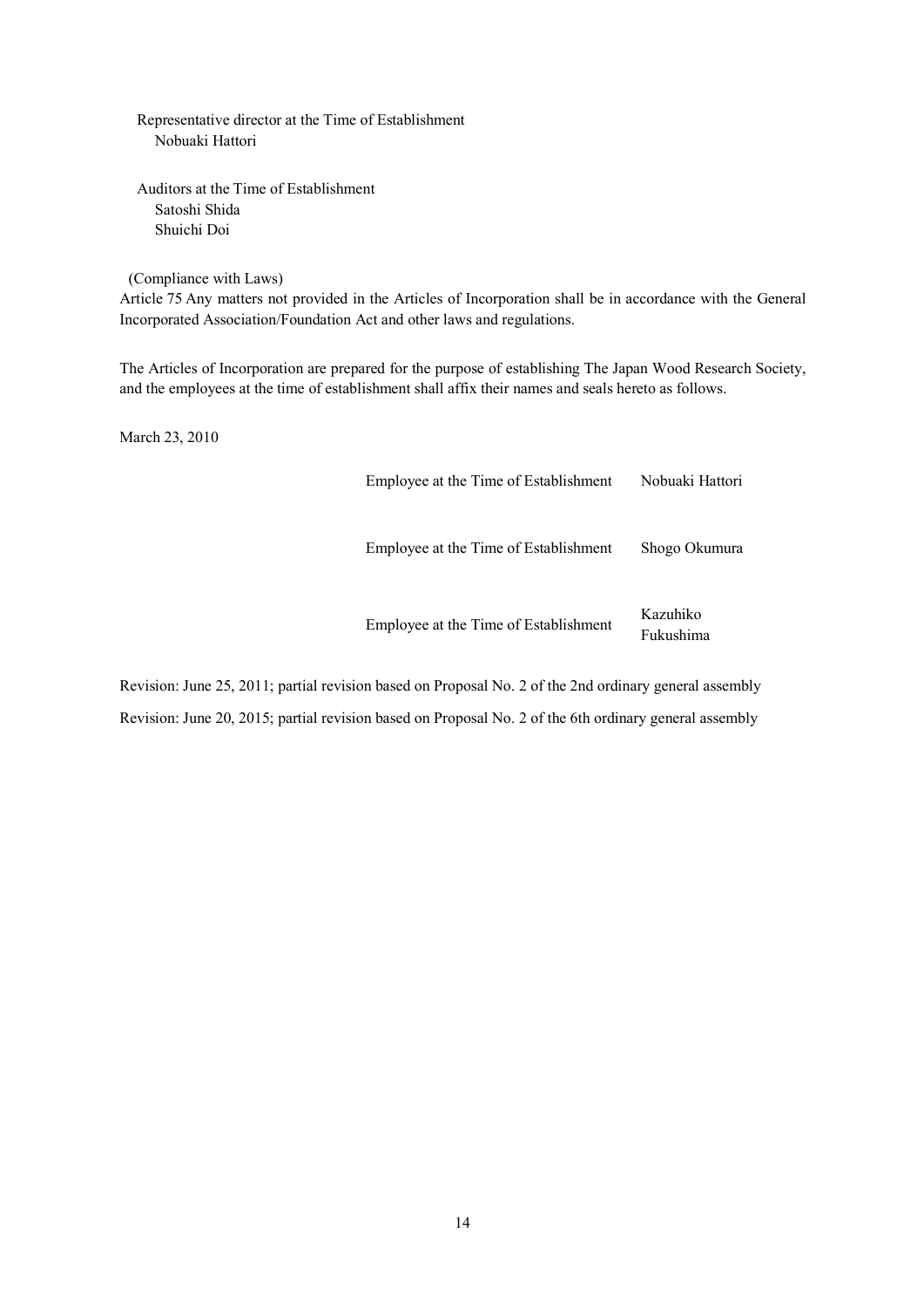Representative director at the Time of Establishment
Nobuaki Hattori

Auditors at the Time of Establishment
Satoshi Shida
Shuichi Doi

(Compliance with Laws)

Article 75 Any matters not provided in the Articles of Incorporation shall be in accordance with the General Incorporated Association/Foundation Act and other laws and regulations.

The Articles of Incorporation are prepared for the purpose of establishing The Japan Wood Research Society, and the employees at the time of establishment shall affix their names and seals hereto as follows.

March 23, 2010

| | |
|---|---|
| Employee at the Time of Establishment | Nobuaki Hattori |
| Employee at the Time of Establishment | Shogo Okumura |
| Employee at the Time of Establishment | Kazuhiko Fukushima |

Revision: June 25, 2011; partial revision based on Proposal No. 2 of the 2nd ordinary general assembly

Revision: June 20, 2015; partial revision based on Proposal No. 2 of the 6th ordinary general assembly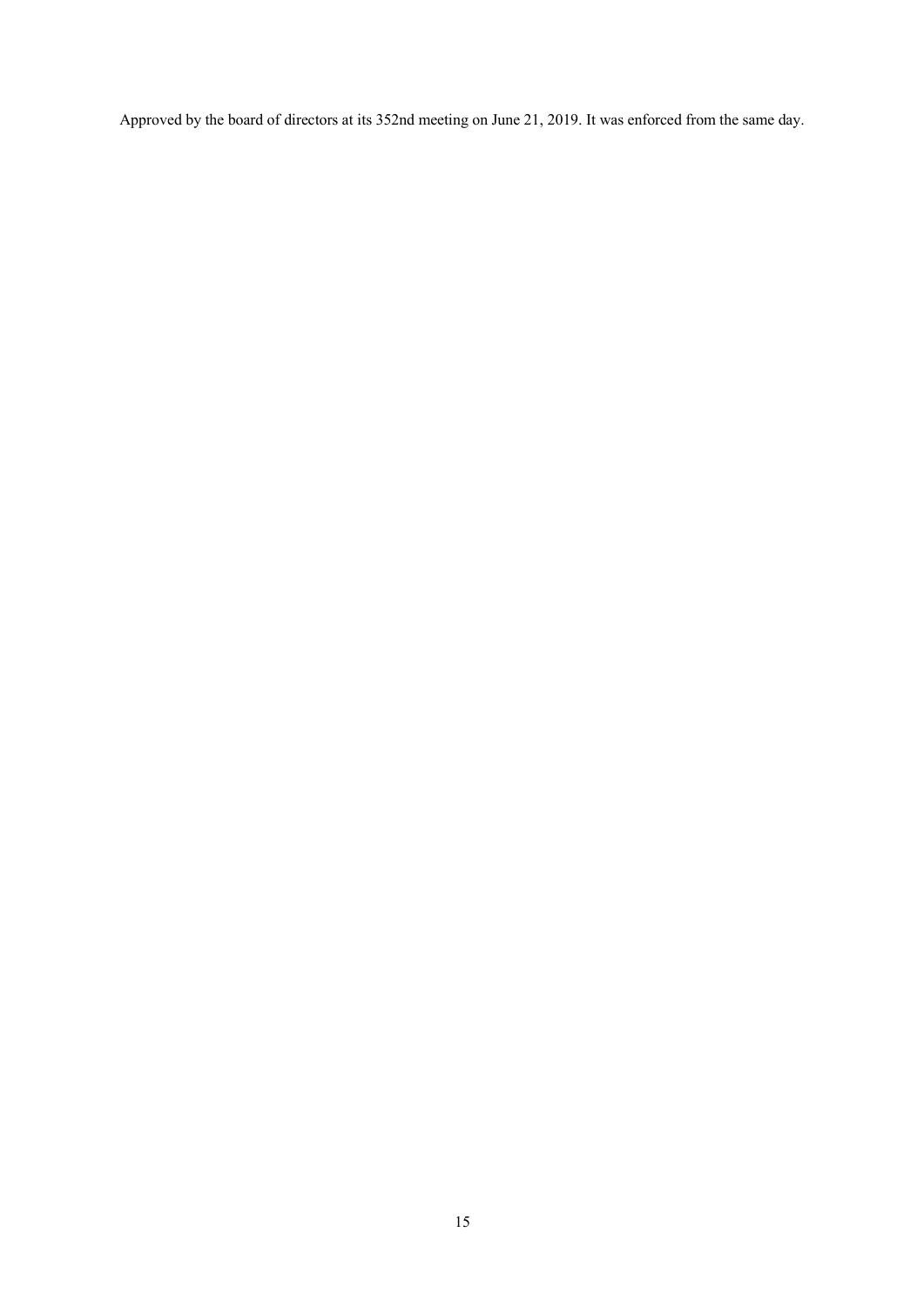Approved by the board of directors at its 352nd meeting on June 21, 2019. It was enforced from the same day.